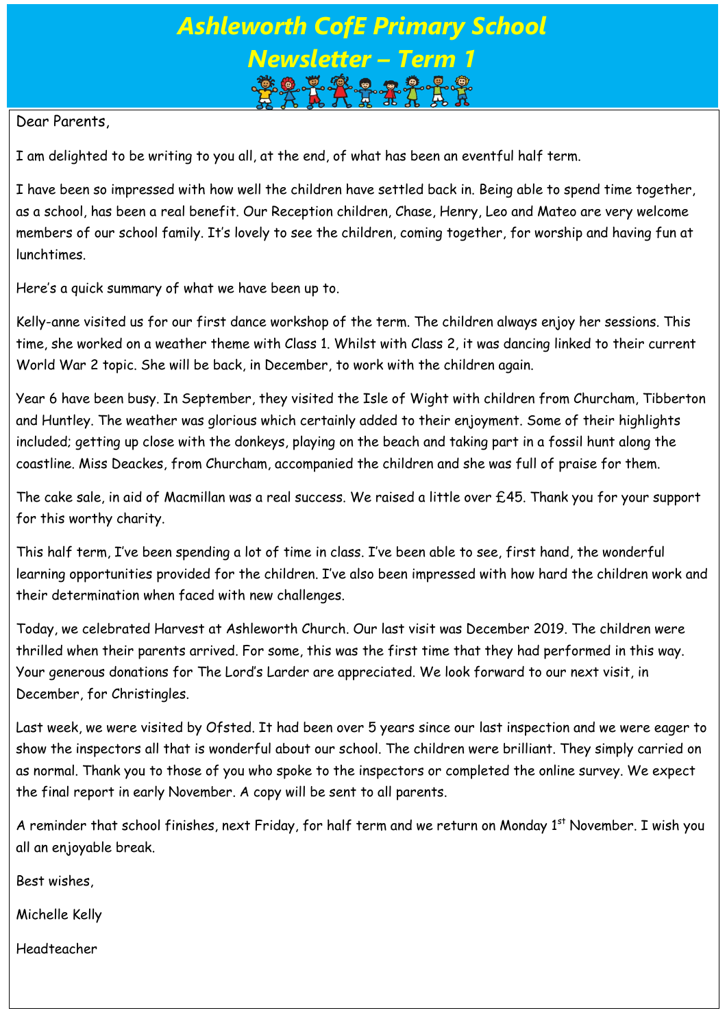# Ashleworth CofE Primary School
# Newsletter – Term 1

Dear Parents,

I am delighted to be writing to you all, at the end, of what has been an eventful half term.

I have been so impressed with how well the children have settled back in. Being able to spend time together, as a school, has been a real benefit. Our Reception children, Chase, Henry, Leo and Mateo are very welcome members of our school family. It's lovely to see the children, coming together, for worship and having fun at lunchtimes.

Here's a quick summary of what we have been up to.

Kelly-anne visited us for our first dance workshop of the term. The children always enjoy her sessions. This time, she worked on a weather theme with Class 1. Whilst with Class 2, it was dancing linked to their current World War 2 topic. She will be back, in December, to work with the children again.

Year 6 have been busy. In September, they visited the Isle of Wight with children from Churcham, Tibberton and Huntley. The weather was glorious which certainly added to their enjoyment. Some of their highlights included; getting up close with the donkeys, playing on the beach and taking part in a fossil hunt along the coastline. Miss Deackes, from Churcham, accompanied the children and she was full of praise for them.

The cake sale, in aid of Macmillan was a real success. We raised a little over £45. Thank you for your support for this worthy charity.

This half term, I've been spending a lot of time in class. I've been able to see, first hand, the wonderful learning opportunities provided for the children. I've also been impressed with how hard the children work and their determination when faced with new challenges.

Today, we celebrated Harvest at Ashleworth Church. Our last visit was December 2019. The children were thrilled when their parents arrived. For some, this was the first time that they had performed in this way. Your generous donations for The Lord's Larder are appreciated. We look forward to our next visit, in December, for Christingles.

Last week, we were visited by Ofsted. It had been over 5 years since our last inspection and we were eager to show the inspectors all that is wonderful about our school. The children were brilliant. They simply carried on as normal. Thank you to those of you who spoke to the inspectors or completed the online survey. We expect the final report in early November. A copy will be sent to all parents.

A reminder that school finishes, next Friday, for half term and we return on Monday 1st November. I wish you all an enjoyable break.

Best wishes,

Michelle Kelly

Headteacher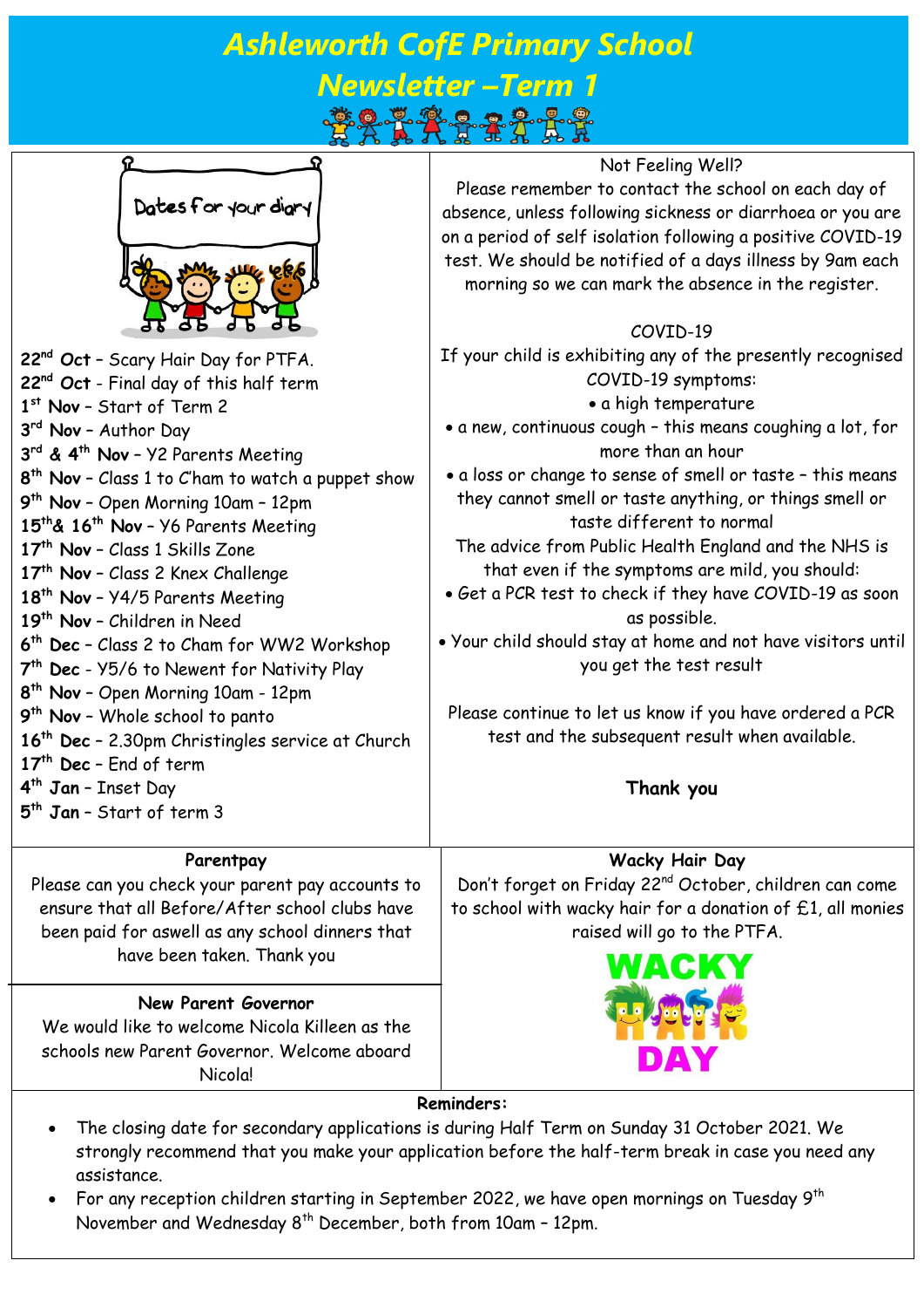# Ashleworth CofE Primary School
# Newsletter – Term 1

## Dates for your diary

**22nd Oct** – Scary Hair Day for PTFA.
**22nd Oct** - Final day of this half term
**1st Nov** – Start of Term 2
**3rd Nov** – Author Day
**3rd & 4th Nov** – Y2 Parents Meeting
**8th Nov** – Class 1 to C'ham to watch a puppet show
**9th Nov** – Open Morning 10am – 12pm
**15th& 16th Nov** – Y6 Parents Meeting
**17th Nov** – Class 1 Skills Zone
**17th Nov** – Class 2 Knex Challenge
**18th Nov** – Y4/5 Parents Meeting
**19th Nov** – Children in Need
**6th Dec** – Class 2 to Cham for WW2 Workshop
**7th Dec** - Y5/6 to Newent for Nativity Play
**8th Nov** – Open Morning 10am - 12pm
**9th Nov** – Whole school to panto
**16th Dec** – 2.30pm Christingles service at Church
**17th Dec** – End of term
**4th Jan** – Inset Day
**5th Jan** – Start of term 3

Not Feeling Well?

Please remember to contact the school on each day of absence, unless following sickness or diarrhoea or you are on a period of self isolation following a positive COVID-19 test. We should be notified of a days illness by 9am each morning so we can mark the absence in the register.

COVID-19

If your child is exhibiting any of the presently recognised COVID-19 symptoms:

- a high temperature
- a new, continuous cough – this means coughing a lot, for more than an hour
- a loss or change to sense of smell or taste – this means they cannot smell or taste anything, or things smell or taste different to normal

The advice from Public Health England and the NHS is that even if the symptoms are mild, you should:

- Get a PCR test to check if they have COVID-19 as soon as possible.
- Your child should stay at home and not have visitors until you get the test result

Please continue to let us know if you have ordered a PCR test and the subsequent result when available.

**Thank you**

**Parentpay**

Please can you check your parent pay accounts to ensure that all Before/After school clubs have been paid for aswell as any school dinners that have been taken. Thank you

**New Parent Governor**

We would like to welcome Nicola Killeen as the schools new Parent Governor. Welcome aboard Nicola!

**Wacky Hair Day**

Don't forget on Friday 22nd October, children can come to school with wacky hair for a donation of £1, all monies raised will go to the PTFA.

WACKY HAIR DAY

**Reminders:**

- The closing date for secondary applications is during Half Term on Sunday 31 October 2021. We strongly recommend that you make your application before the half-term break in case you need any assistance.
- For any reception children starting in September 2022, we have open mornings on Tuesday 9th November and Wednesday 8th December, both from 10am – 12pm.